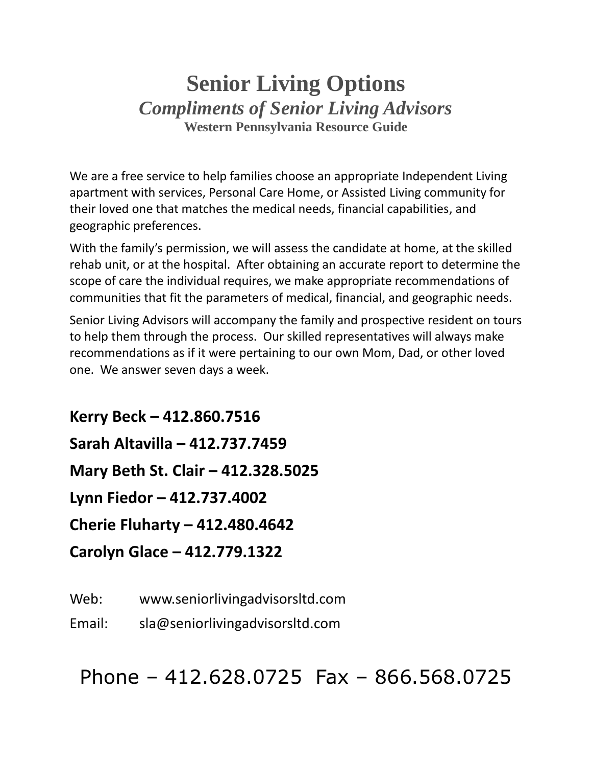# Senior Living Options

## *Compliments of Senior Living Advisors*

### Western Pennsylvania Resource Guide

We are a free service to help families choose an appropriate Independent Living apartment with services, Personal Care Home, or Assisted Living community for their loved one that matches the medical needs, financial capabilities, and geographic preferences.

With the family's permission, we will assess the candidate at home, at the skilled rehab unit, or at the hospital. After obtaining an accurate report to determine the scope of care the individual requires, we make appropriate recommendations of communities that fit the parameters of medical, financial, and geographic needs.

Senior Living Advisors will accompany the family and prospective resident on tours to help them through the process. Our skilled representatives will always make recommendations as if it were pertaining to our own Mom, Dad, or other loved one. We answer seven days a week.

**Kerry Beck – 412.860.7516**

**Sarah Altavilla – 412.737.7459**

**Mary Beth St. Clair – 412.328.5025**

**Lynn Fiedor – 412.737.4002**

**Cherie Fluharty – 412.480.4642**

**Carolyn Glace – 412.779.1322**

Web: www.seniorlivingadvisorsltd.com

Email: sla@seniorlivingadvisorsltd.com

Phone – 412.628.0725 Fax – 866.568.0725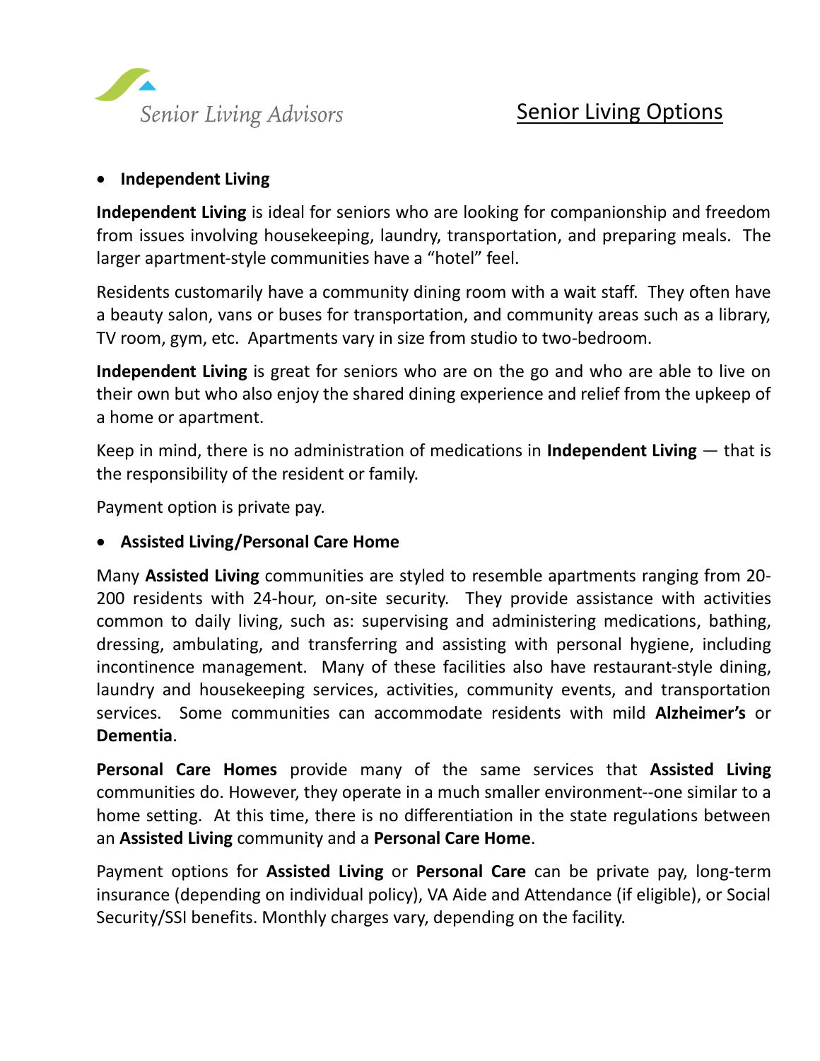Senior Living Advisors

# Senior Living Options

- **Independent Living**

**Independent Living** is ideal for seniors who are looking for companionship and freedom from issues involving housekeeping, laundry, transportation, and preparing meals. The larger apartment-style communities have a "hotel" feel.

Residents customarily have a community dining room with a wait staff. They often have a beauty salon, vans or buses for transportation, and community areas such as a library, TV room, gym, etc. Apartments vary in size from studio to two-bedroom.

**Independent Living** is great for seniors who are on the go and who are able to live on their own but who also enjoy the shared dining experience and relief from the upkeep of a home or apartment.

Keep in mind, there is no administration of medications in **Independent Living** — that is the responsibility of the resident or family.

Payment option is private pay.

- **Assisted Living/Personal Care Home**

Many **Assisted Living** communities are styled to resemble apartments ranging from 20-200 residents with 24-hour, on-site security. They provide assistance with activities common to daily living, such as: supervising and administering medications, bathing, dressing, ambulating, and transferring and assisting with personal hygiene, including incontinence management. Many of these facilities also have restaurant-style dining, laundry and housekeeping services, activities, community events, and transportation services. Some communities can accommodate residents with mild **Alzheimer's** or **Dementia**.

**Personal Care Homes** provide many of the same services that **Assisted Living** communities do. However, they operate in a much smaller environment--one similar to a home setting. At this time, there is no differentiation in the state regulations between an **Assisted Living** community and a **Personal Care Home**.

Payment options for **Assisted Living** or **Personal Care** can be private pay, long-term insurance (depending on individual policy), VA Aide and Attendance (if eligible), or Social Security/SSI benefits. Monthly charges vary, depending on the facility.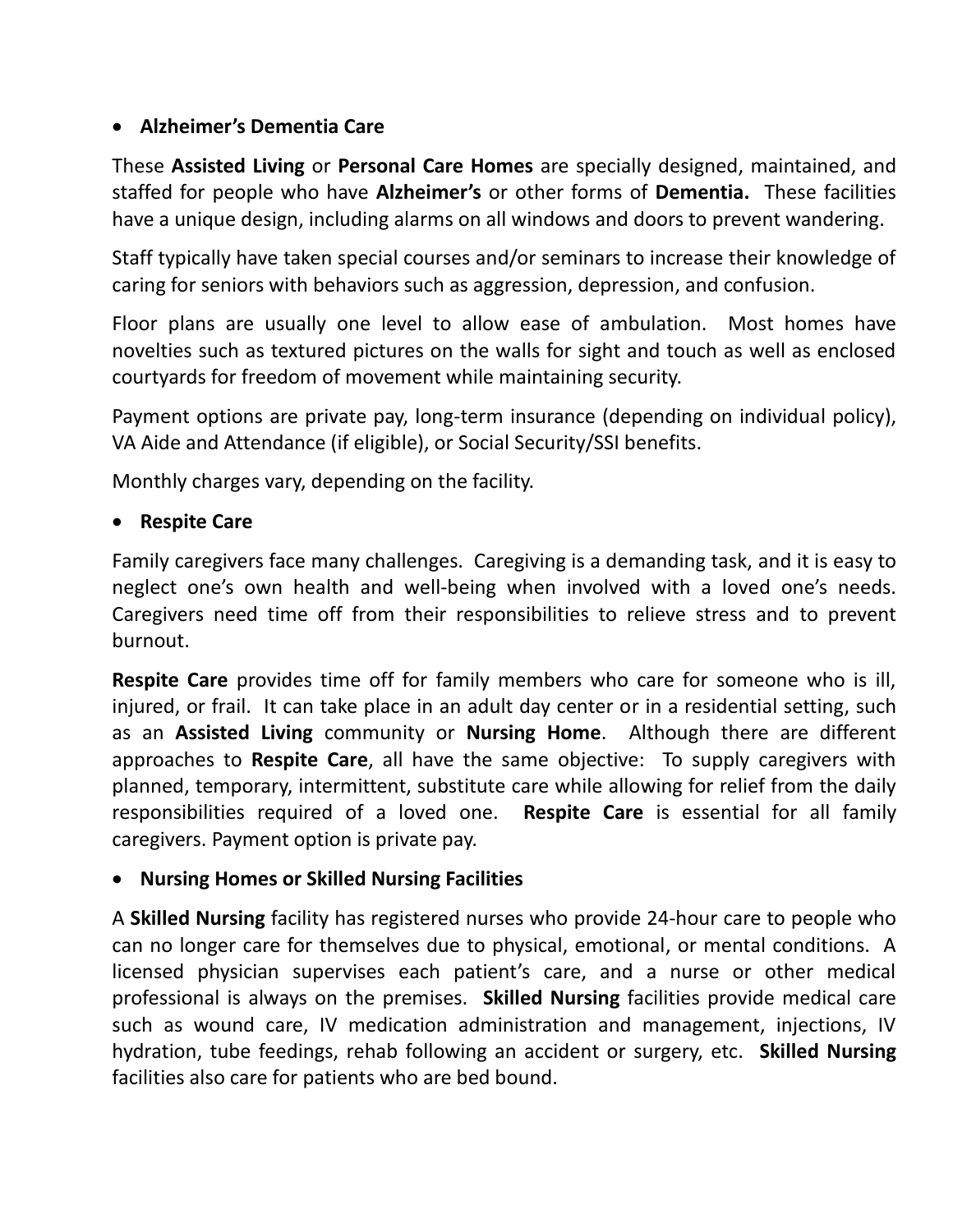- **Alzheimer's Dementia Care**

These **Assisted Living** or **Personal Care Homes** are specially designed, maintained, and staffed for people who have **Alzheimer's** or other forms of **Dementia.** These facilities have a unique design, including alarms on all windows and doors to prevent wandering.

Staff typically have taken special courses and/or seminars to increase their knowledge of caring for seniors with behaviors such as aggression, depression, and confusion.

Floor plans are usually one level to allow ease of ambulation. Most homes have novelties such as textured pictures on the walls for sight and touch as well as enclosed courtyards for freedom of movement while maintaining security.

Payment options are private pay, long-term insurance (depending on individual policy), VA Aide and Attendance (if eligible), or Social Security/SSI benefits.

Monthly charges vary, depending on the facility.

- **Respite Care**

Family caregivers face many challenges. Caregiving is a demanding task, and it is easy to neglect one's own health and well-being when involved with a loved one's needs. Caregivers need time off from their responsibilities to relieve stress and to prevent burnout.

**Respite Care** provides time off for family members who care for someone who is ill, injured, or frail. It can take place in an adult day center or in a residential setting, such as an **Assisted Living** community or **Nursing Home**. Although there are different approaches to **Respite Care**, all have the same objective: To supply caregivers with planned, temporary, intermittent, substitute care while allowing for relief from the daily responsibilities required of a loved one. **Respite Care** is essential for all family caregivers. Payment option is private pay.

- **Nursing Homes or Skilled Nursing Facilities**

A **Skilled Nursing** facility has registered nurses who provide 24-hour care to people who can no longer care for themselves due to physical, emotional, or mental conditions. A licensed physician supervises each patient's care, and a nurse or other medical professional is always on the premises. **Skilled Nursing** facilities provide medical care such as wound care, IV medication administration and management, injections, IV hydration, tube feedings, rehab following an accident or surgery, etc. **Skilled Nursing** facilities also care for patients who are bed bound.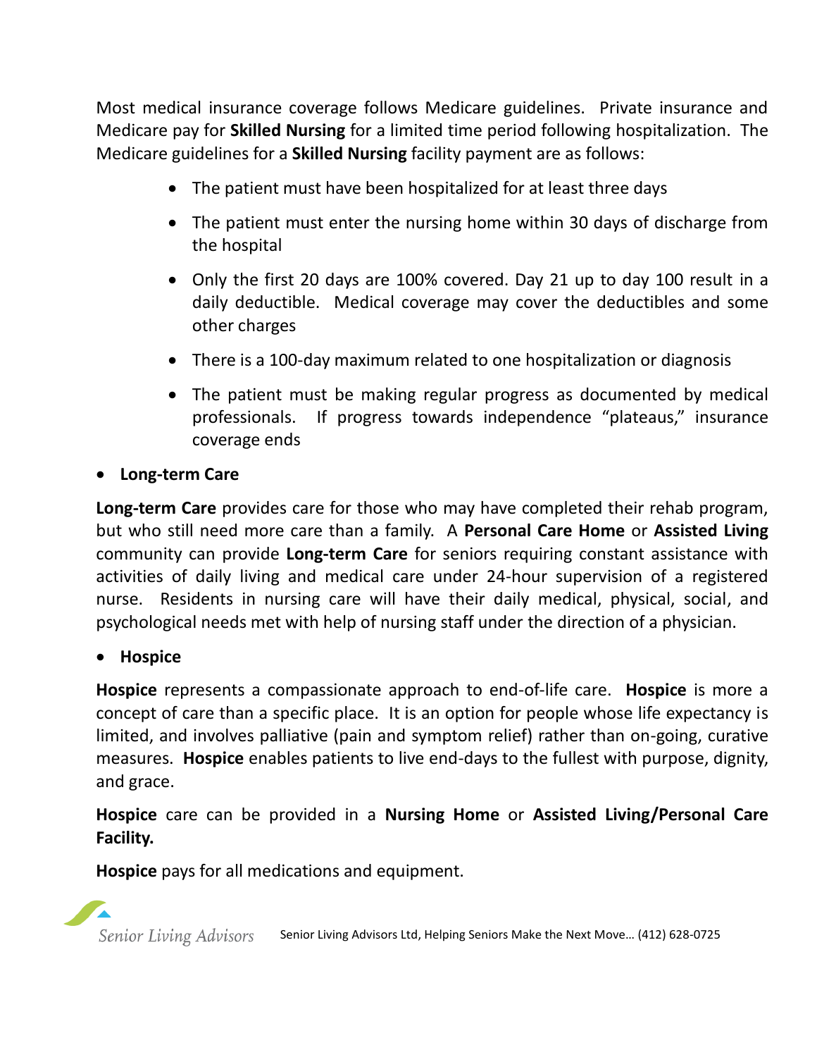Most medical insurance coverage follows Medicare guidelines. Private insurance and Medicare pay for **Skilled Nursing** for a limited time period following hospitalization. The Medicare guidelines for a **Skilled Nursing** facility payment are as follows:

- The patient must have been hospitalized for at least three days
- The patient must enter the nursing home within 30 days of discharge from the hospital
- Only the first 20 days are 100% covered. Day 21 up to day 100 result in a daily deductible. Medical coverage may cover the deductibles and some other charges
- There is a 100-day maximum related to one hospitalization or diagnosis
- The patient must be making regular progress as documented by medical professionals. If progress towards independence "plateaus," insurance coverage ends

- **Long-term Care**

**Long-term Care** provides care for those who may have completed their rehab program, but who still need more care than a family. A **Personal Care Home** or **Assisted Living** community can provide **Long-term Care** for seniors requiring constant assistance with activities of daily living and medical care under 24-hour supervision of a registered nurse. Residents in nursing care will have their daily medical, physical, social, and psychological needs met with help of nursing staff under the direction of a physician.

- **Hospice**

**Hospice** represents a compassionate approach to end-of-life care. **Hospice** is more a concept of care than a specific place. It is an option for people whose life expectancy is limited, and involves palliative (pain and symptom relief) rather than on-going, curative measures. **Hospice** enables patients to live end-days to the fullest with purpose, dignity, and grace.

**Hospice** care can be provided in a **Nursing Home** or **Assisted Living/Personal Care Facility.**

**Hospice** pays for all medications and equipment.